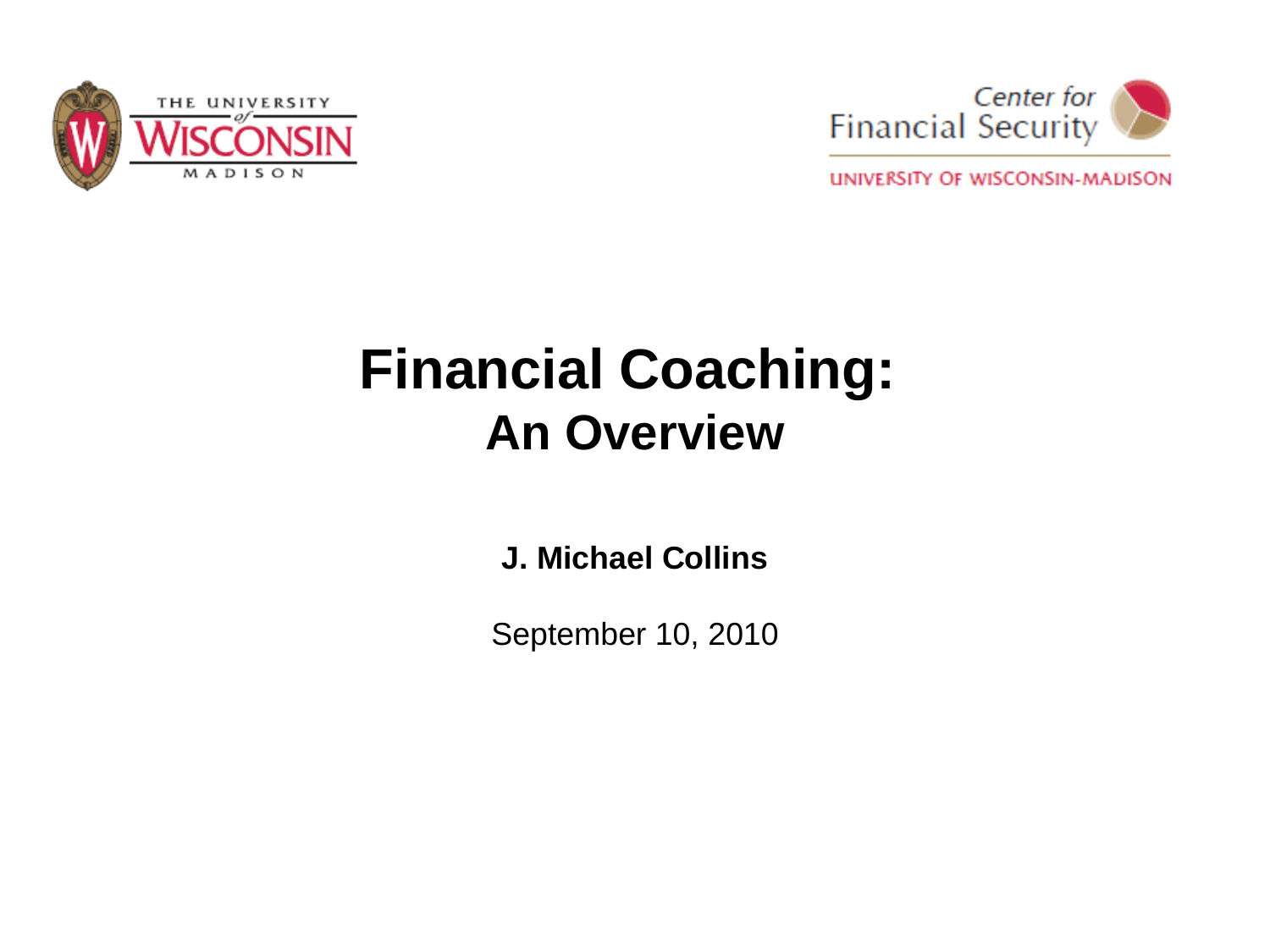# Financial Coaching:
## An Overview

**J. Michael Collins**

September 10, 2010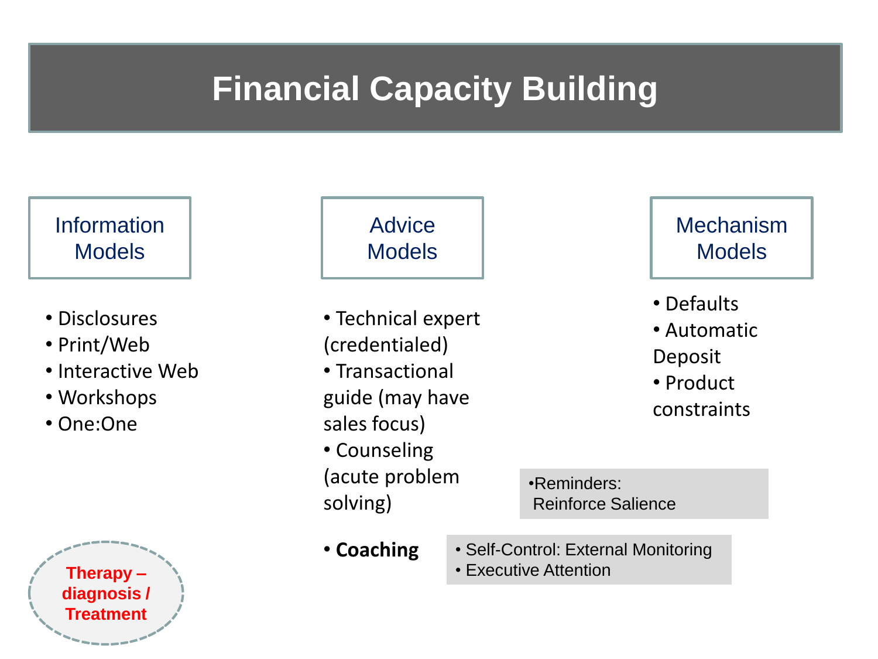# Financial Capacity Building

## Information Models

- Disclosures
- Print/Web
- Interactive Web
- Workshops
- One:One

## Advice Models

- Technical expert (credentialed)
- Transactional guide (may have sales focus)
- Counseling (acute problem solving)
- **Coaching**
  - Self-Control: External Monitoring
  - Executive Attention

## Mechanism Models

- Defaults
- Automatic Deposit
- Product constraints

- Reminders: Reinforce Salience

**Therapy – diagnosis / Treatment**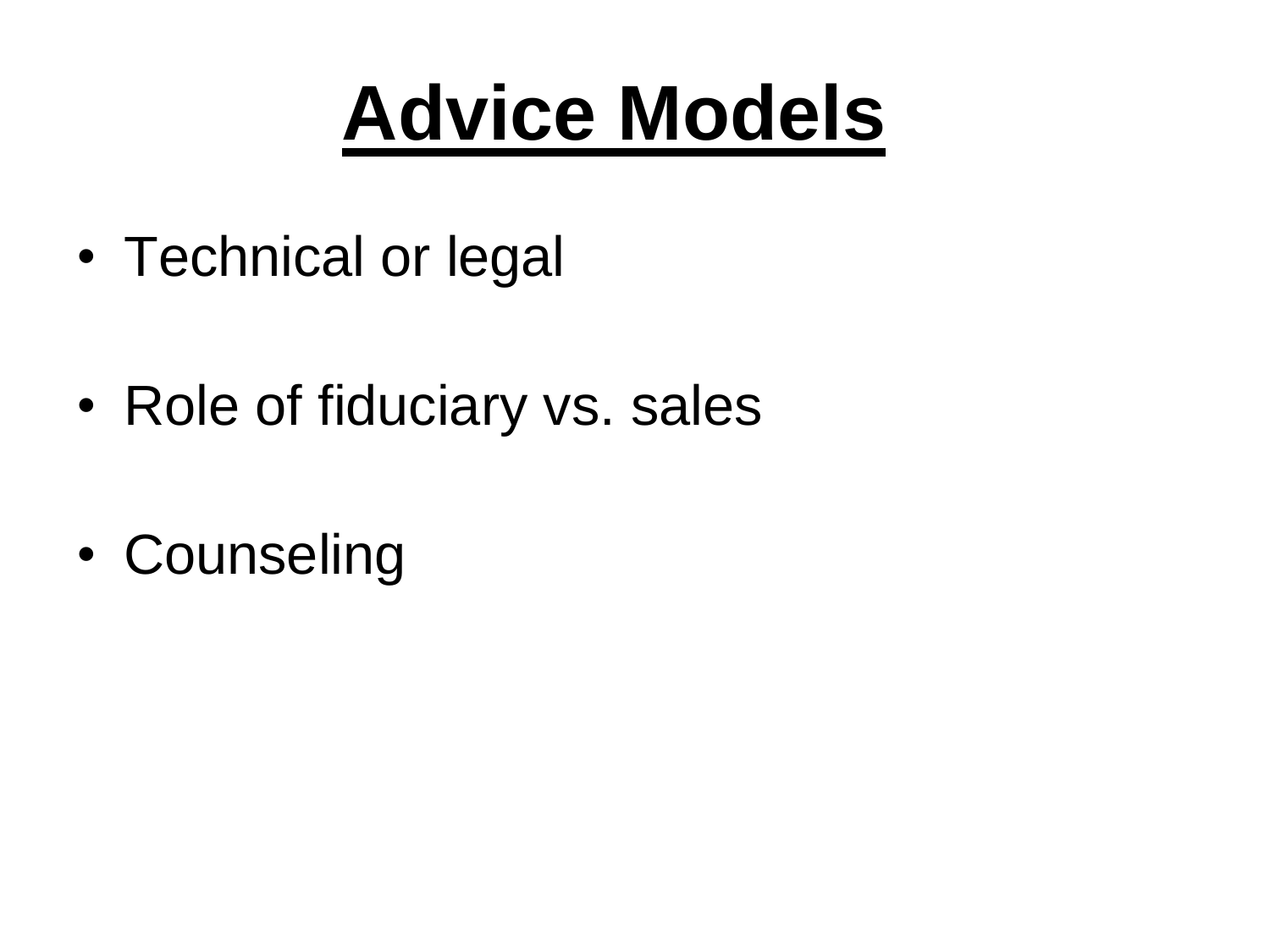# Advice Models

- Technical or legal
- Role of fiduciary vs. sales
- Counseling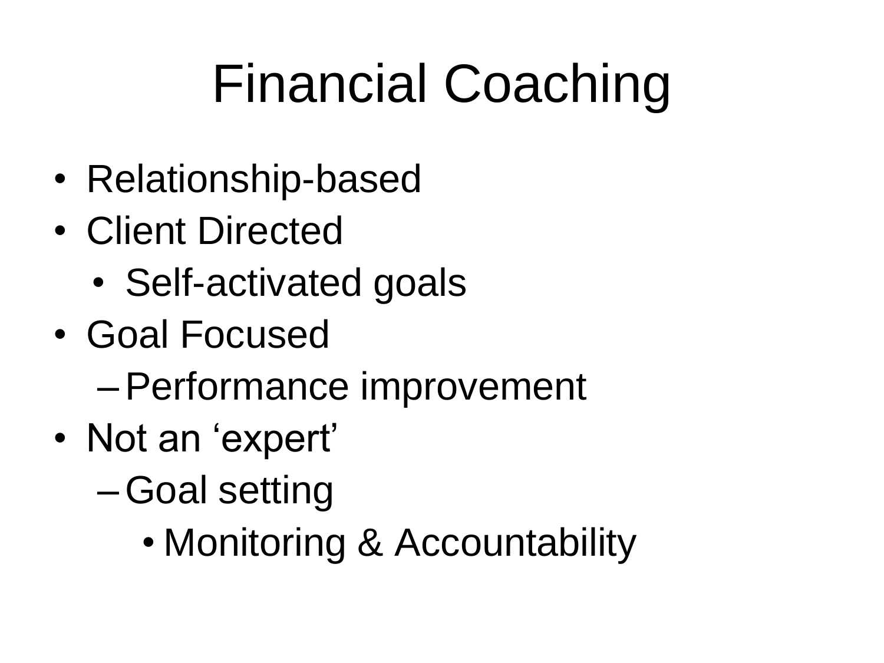# Financial Coaching

- Relationship-based
- Client Directed
  - Self-activated goals
- Goal Focused
  - Performance improvement
- Not an 'expert'
  - Goal setting
    - Monitoring & Accountability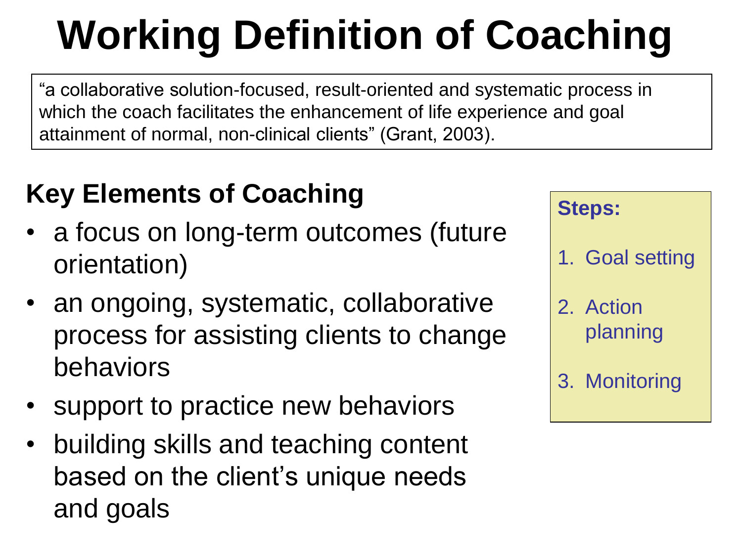# Working Definition of Coaching

"a collaborative solution-focused, result-oriented and systematic process in which the coach facilitates the enhancement of life experience and goal attainment of normal, non-clinical clients" (Grant, 2003).

## Key Elements of Coaching

- a focus on long-term outcomes (future orientation)
- an ongoing, systematic, collaborative process for assisting clients to change behaviors
- support to practice new behaviors
- building skills and teaching content based on the client's unique needs and goals

**Steps:**

1. Goal setting
2. Action planning
3. Monitoring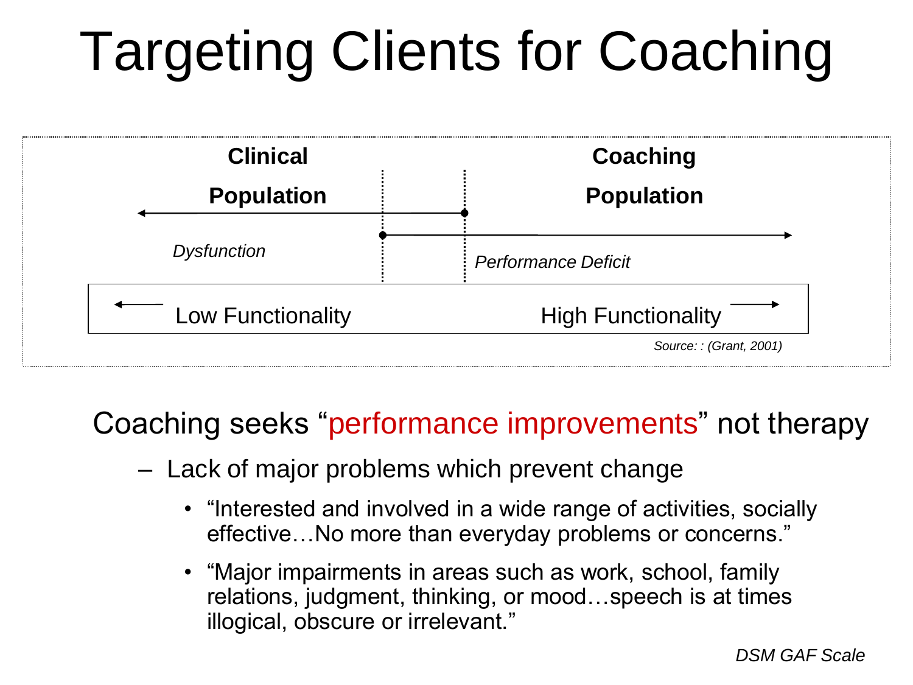# Targeting Clients for Coaching

**Clinical Population** | **Coaching Population**

*Dysfunction* | *Performance Deficit*

Low Functionality ← → High Functionality

*Source: : (Grant, 2001)*

Coaching seeks "performance improvements" not therapy

- Lack of major problems which prevent change
  - "Interested and involved in a wide range of activities, socially effective…No more than everyday problems or concerns."
  - "Major impairments in areas such as work, school, family relations, judgment, thinking, or mood…speech is at times illogical, obscure or irrelevant."

*DSM GAF Scale*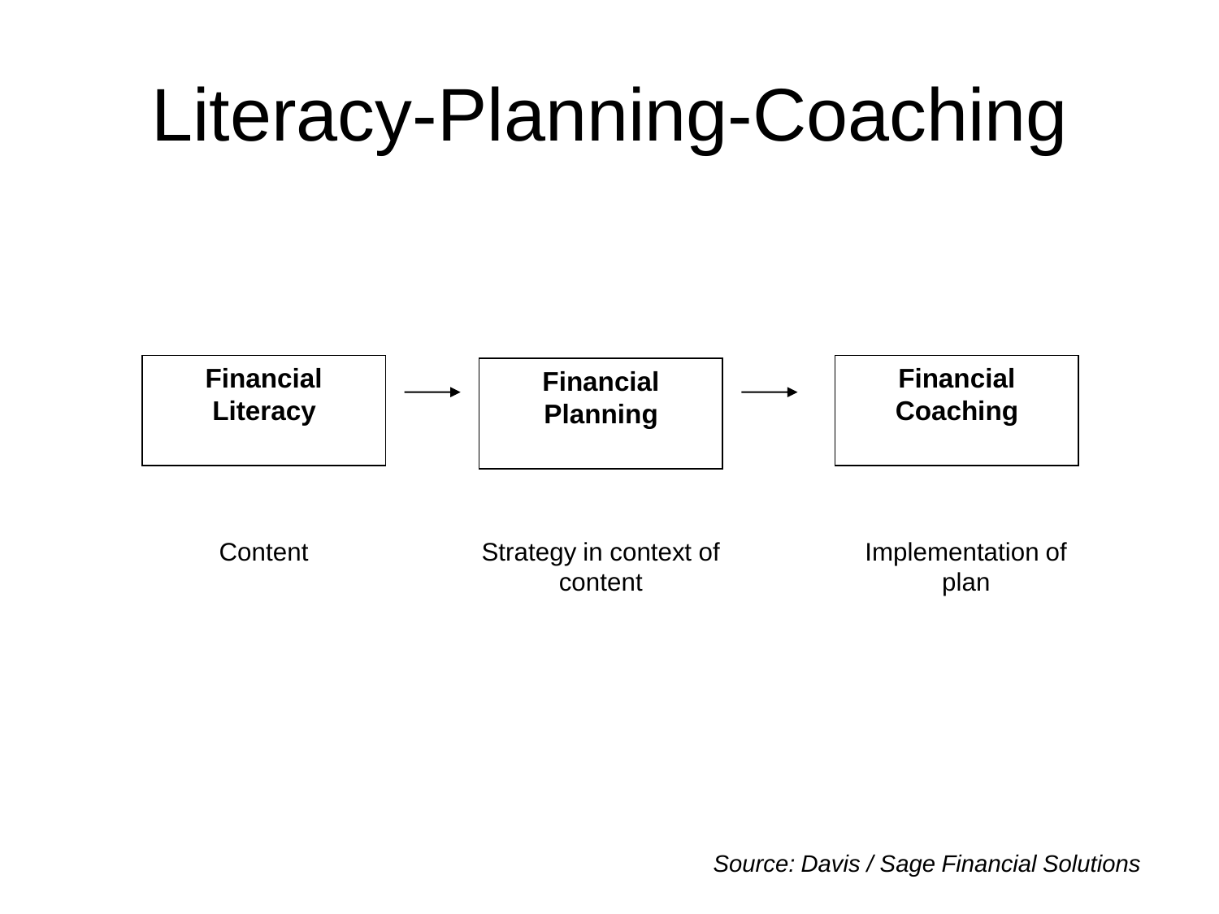# Literacy-Planning-Coaching

| Financial Literacy | → | Financial Planning | → | Financial Coaching |
|---|---|---|---|---|
| Content | | Strategy in context of content | | Implementation of plan |

*Source: Davis / Sage Financial Solutions*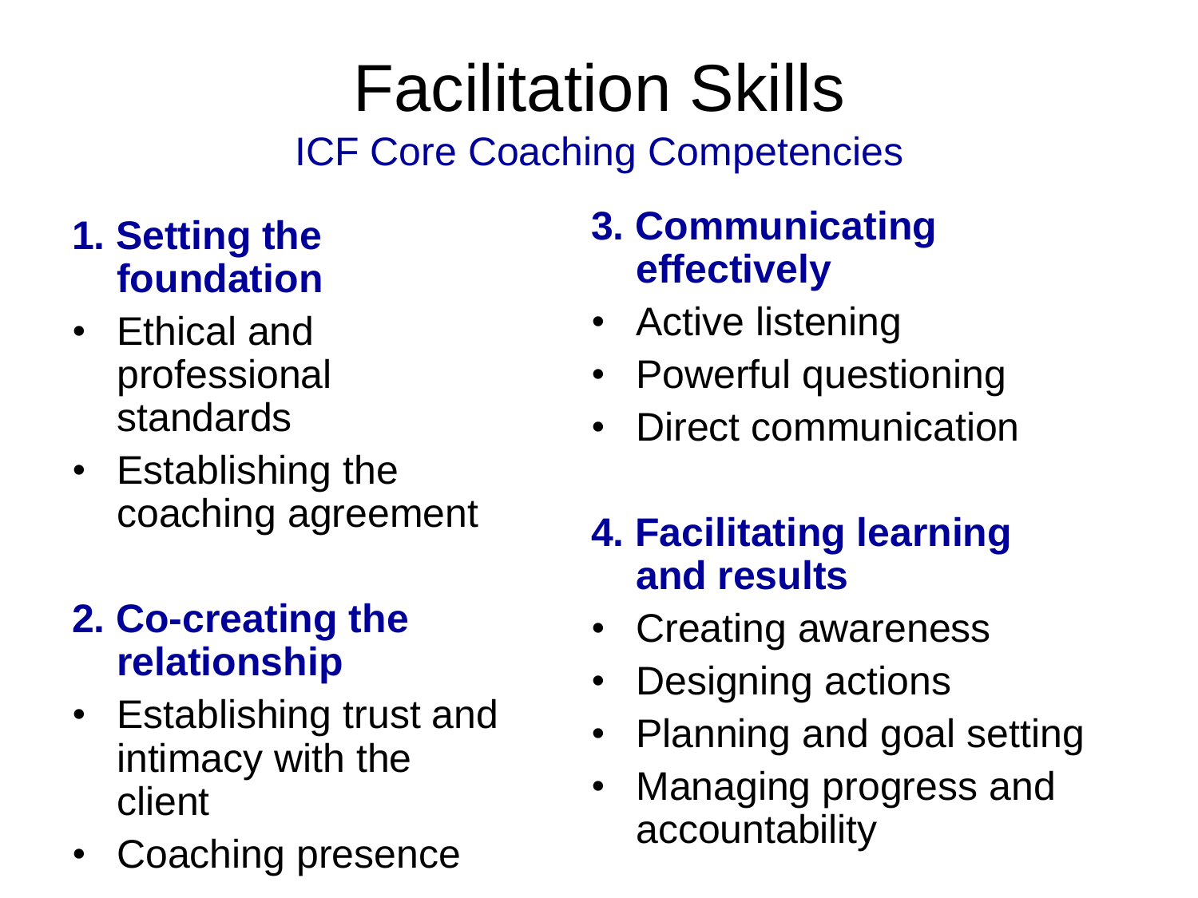# Facilitation Skills

## ICF Core Coaching Competencies

### 1. Setting the foundation

- Ethical and professional standards
- Establishing the coaching agreement

### 2. Co-creating the relationship

- Establishing trust and intimacy with the client
- Coaching presence

### 3. Communicating effectively

- Active listening
- Powerful questioning
- Direct communication

### 4. Facilitating learning and results

- Creating awareness
- Designing actions
- Planning and goal setting
- Managing progress and accountability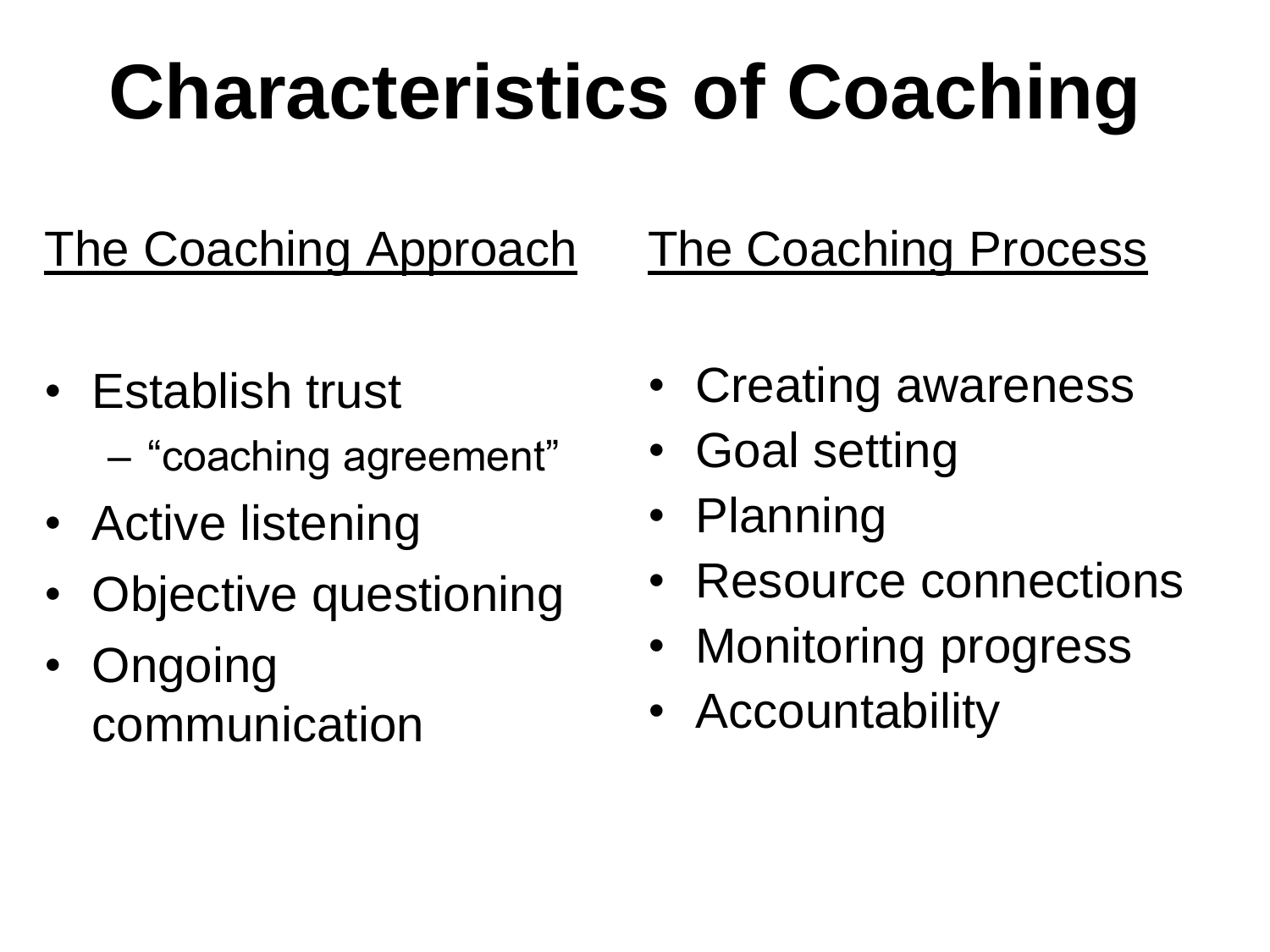# Characteristics of Coaching

The Coaching Approach

- Establish trust
  - "coaching agreement"
- Active listening
- Objective questioning
- Ongoing communication

The Coaching Process

- Creating awareness
- Goal setting
- Planning
- Resource connections
- Monitoring progress
- Accountability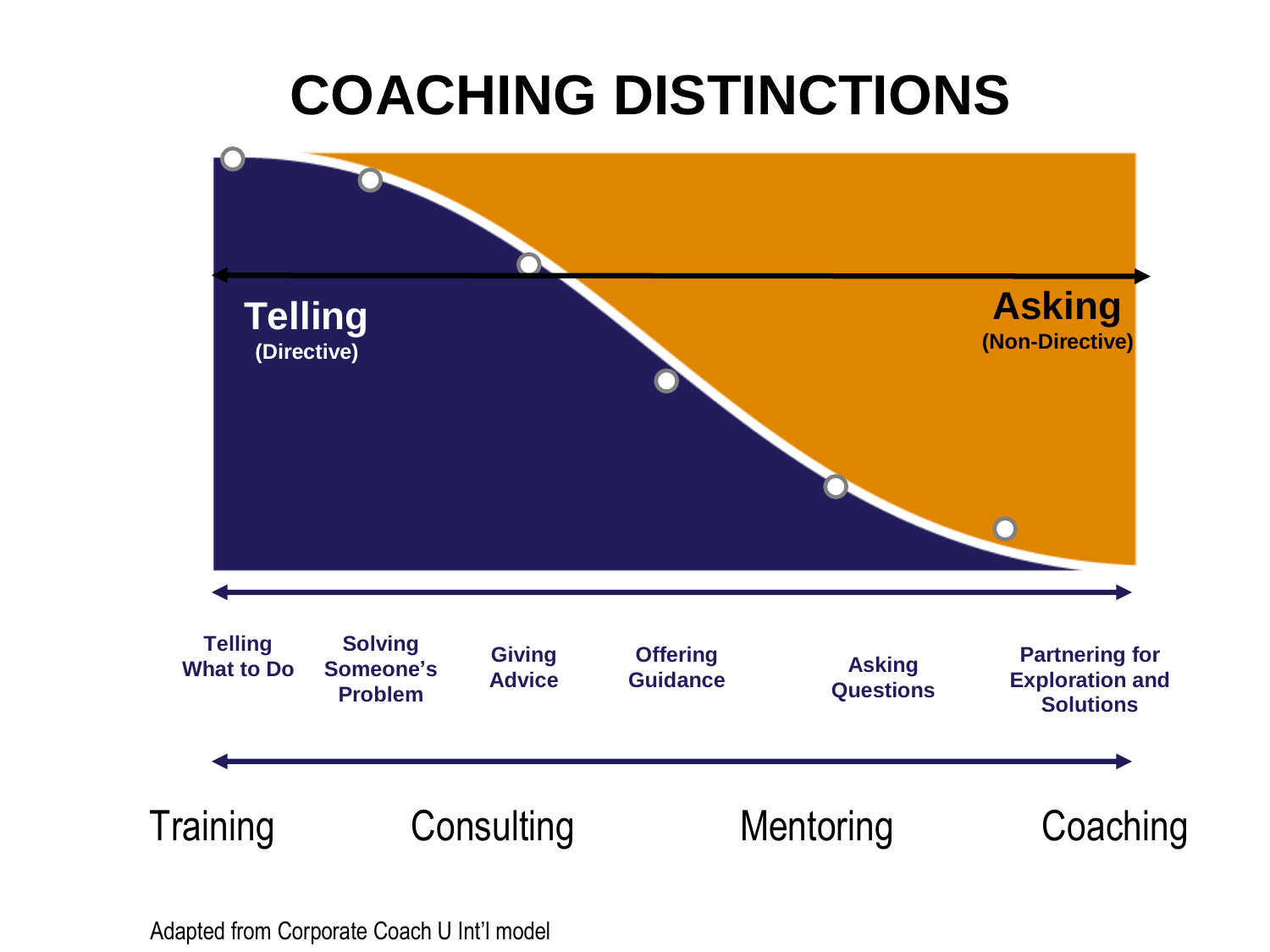# COACHING DISTINCTIONS

**Telling** (Directive)

**Asking** (Non-Directive)

**Telling What to Do** — **Solving Someone's Problem** — **Giving Advice** — **Offering Guidance** — **Asking Questions** — **Partnering for Exploration and Solutions**

Training — Consulting — Mentoring — Coaching

Adapted from Corporate Coach U Int'l model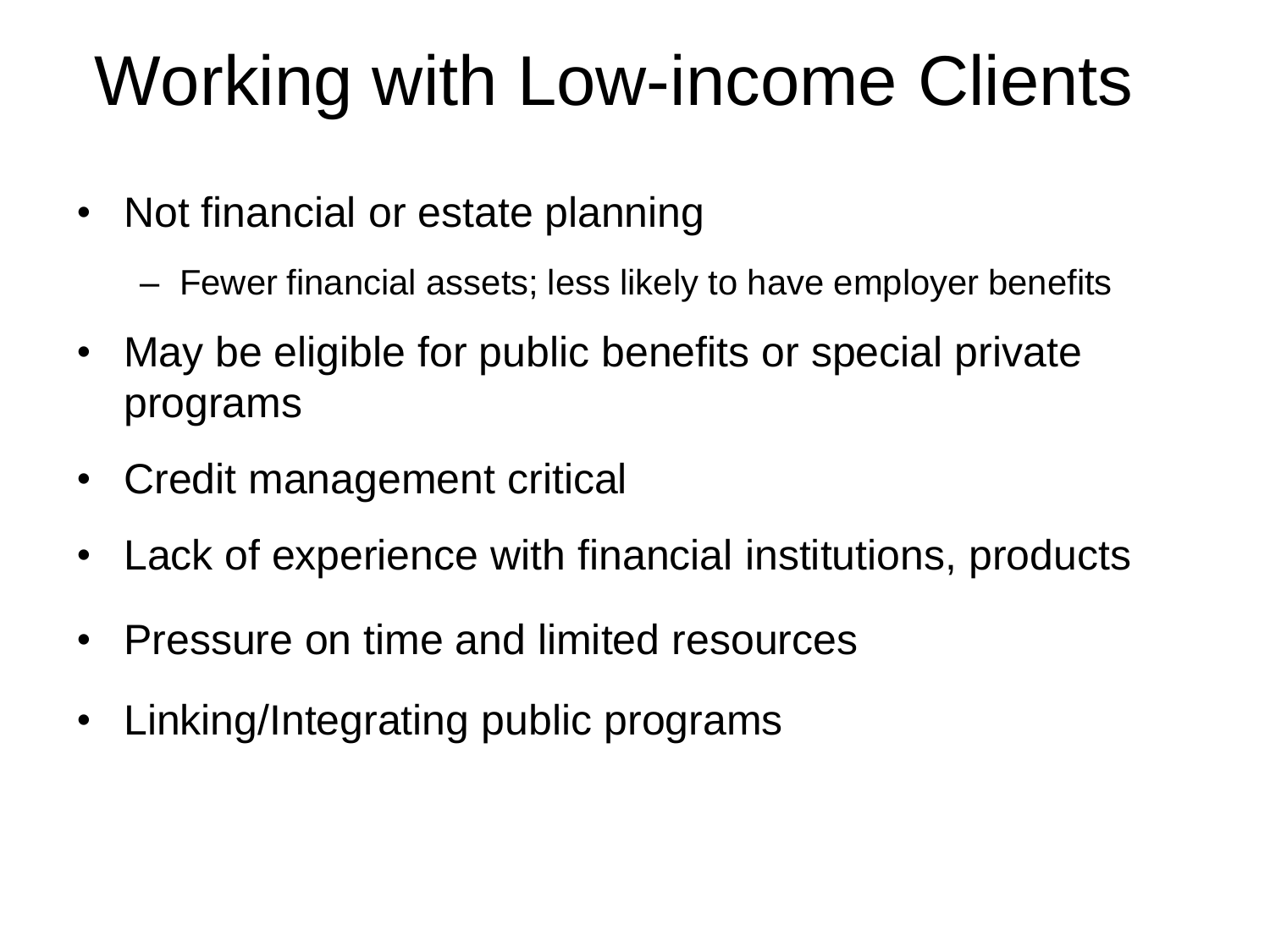# Working with Low-income Clients

- Not financial or estate planning
  - Fewer financial assets; less likely to have employer benefits
- May be eligible for public benefits or special private programs
- Credit management critical
- Lack of experience with financial institutions, products
- Pressure on time and limited resources
- Linking/Integrating public programs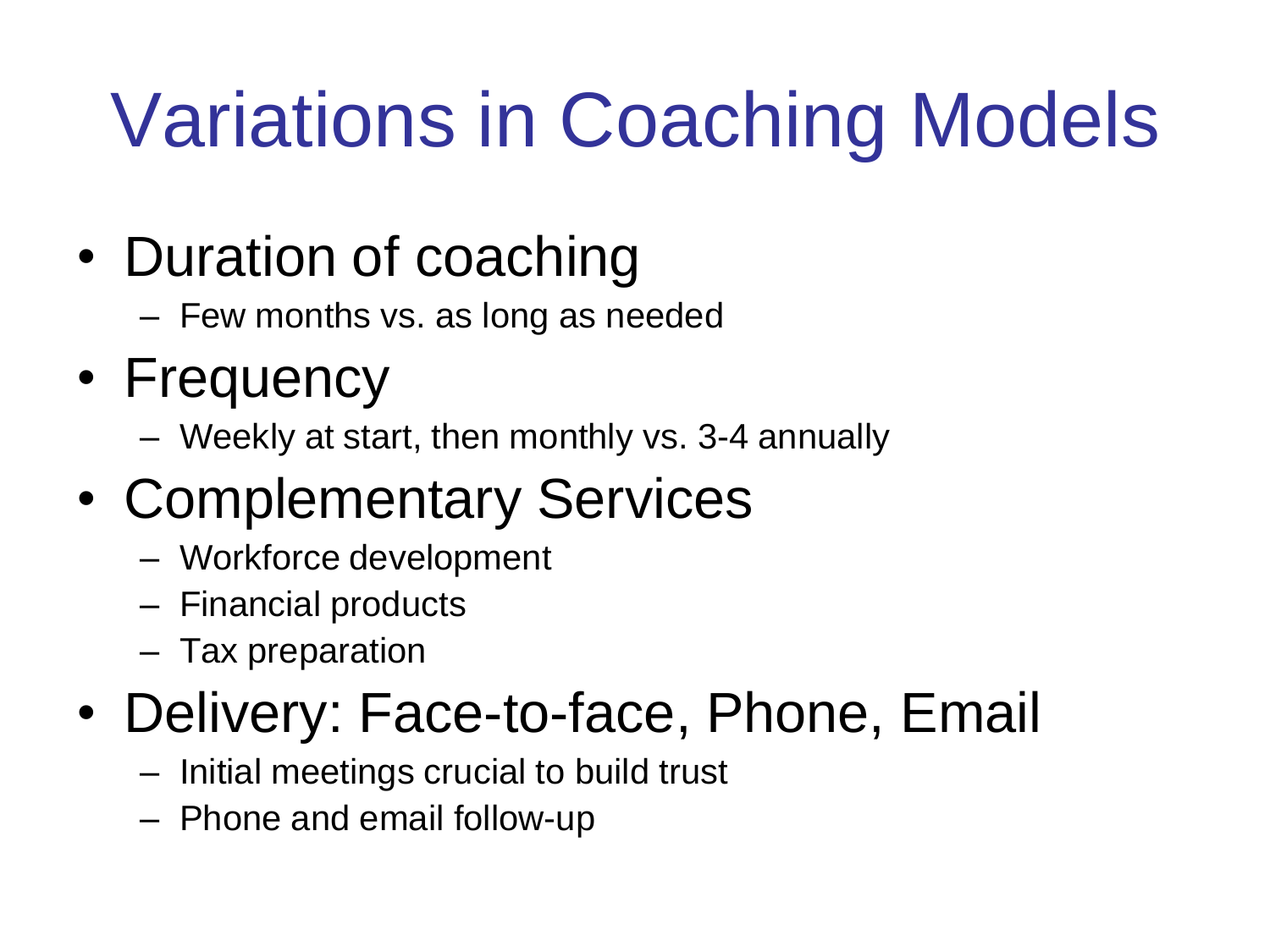# Variations in Coaching Models

- Duration of coaching
  - Few months vs. as long as needed
- Frequency
  - Weekly at start, then monthly vs. 3-4 annually
- Complementary Services
  - Workforce development
  - Financial products
  - Tax preparation
- Delivery: Face-to-face, Phone, Email
  - Initial meetings crucial to build trust
  - Phone and email follow-up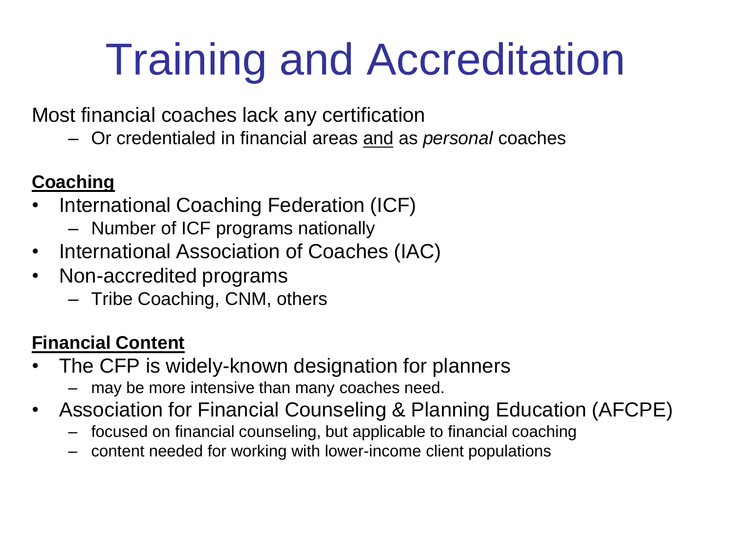# Training and Accreditation

Most financial coaches lack any certification

- Or credentialed in financial areas <u>and</u> as *personal* coaches

**<u>Coaching</u>**

- International Coaching Federation (ICF)
  - Number of ICF programs nationally
- International Association of Coaches (IAC)
- Non-accredited programs
  - Tribe Coaching, CNM, others

**<u>Financial Content</u>**

- The CFP is widely-known designation for planners
  - may be more intensive than many coaches need.
- Association for Financial Counseling & Planning Education (AFCPE)
  - focused on financial counseling, but applicable to financial coaching
  - content needed for working with lower-income client populations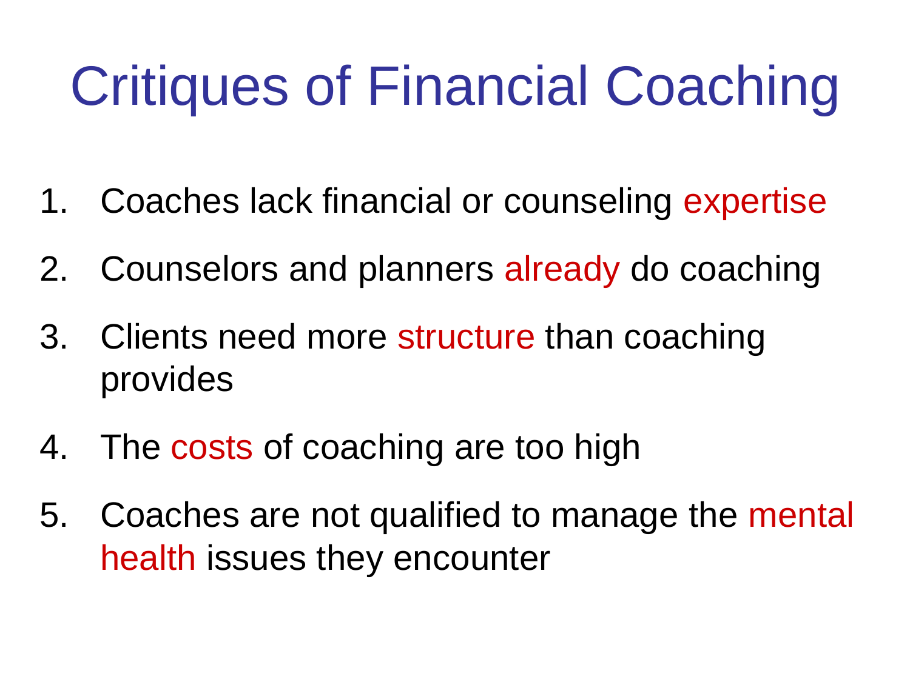# Critiques of Financial Coaching

1. Coaches lack financial or counseling expertise
2. Counselors and planners already do coaching
3. Clients need more structure than coaching provides
4. The costs of coaching are too high
5. Coaches are not qualified to manage the mental health issues they encounter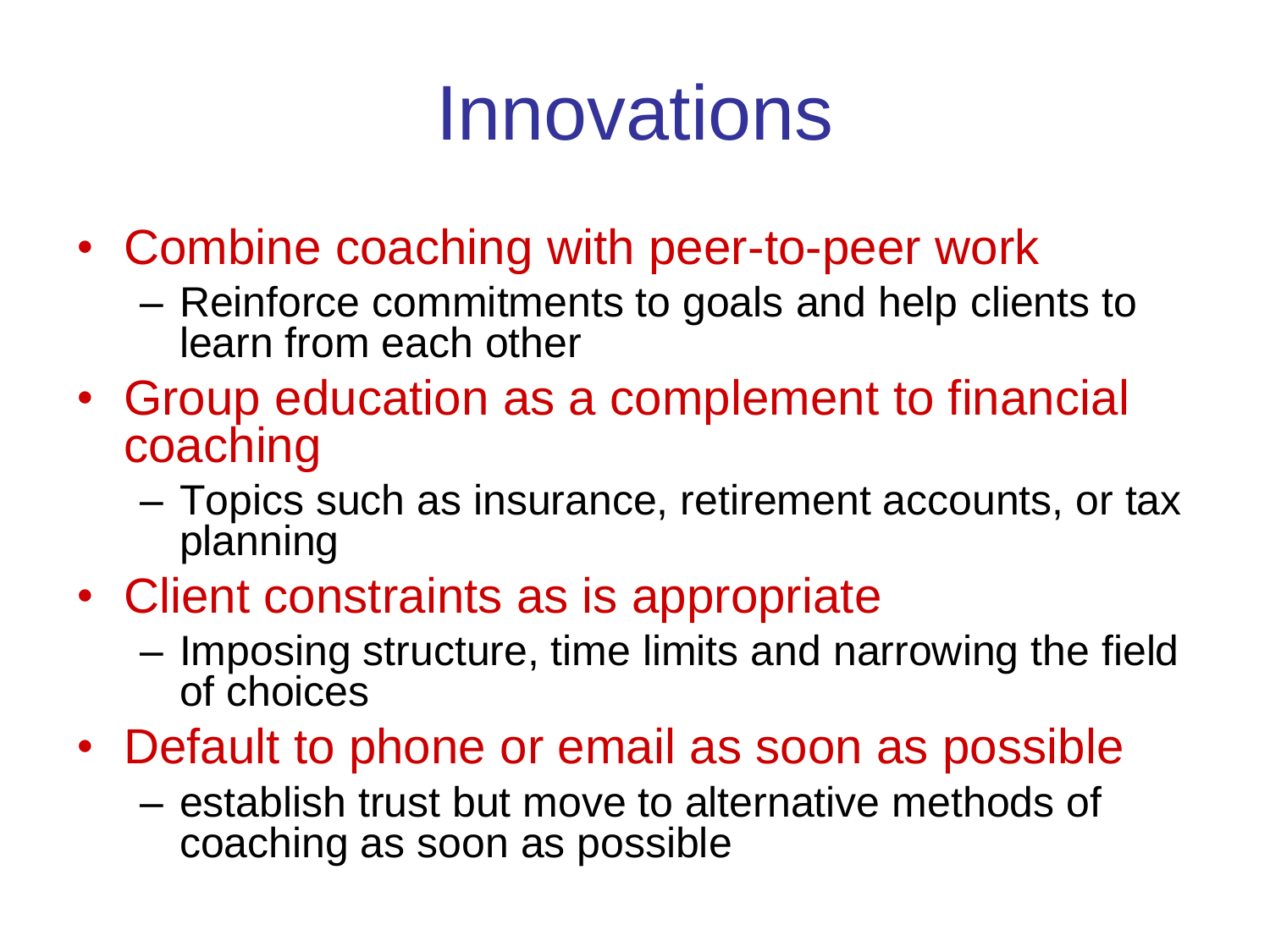# Innovations

- Combine coaching with peer-to-peer work
  - Reinforce commitments to goals and help clients to learn from each other
- Group education as a complement to financial coaching
  - Topics such as insurance, retirement accounts, or tax planning
- Client constraints as is appropriate
  - Imposing structure, time limits and narrowing the field of choices
- Default to phone or email as soon as possible
  - establish trust but move to alternative methods of coaching as soon as possible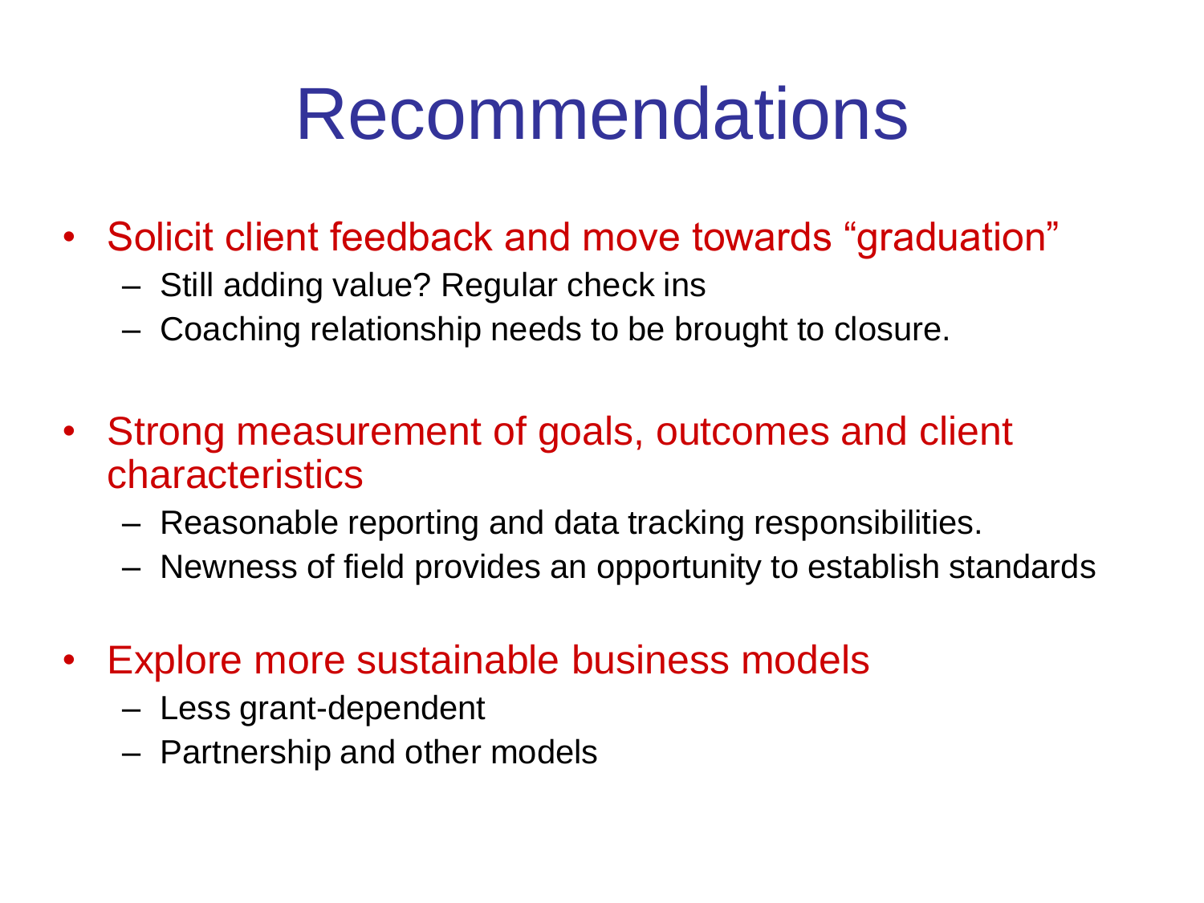# Recommendations

- Solicit client feedback and move towards "graduation"
  - Still adding value? Regular check ins
  - Coaching relationship needs to be brought to closure.
- Strong measurement of goals, outcomes and client characteristics
  - Reasonable reporting and data tracking responsibilities.
  - Newness of field provides an opportunity to establish standards
- Explore more sustainable business models
  - Less grant-dependent
  - Partnership and other models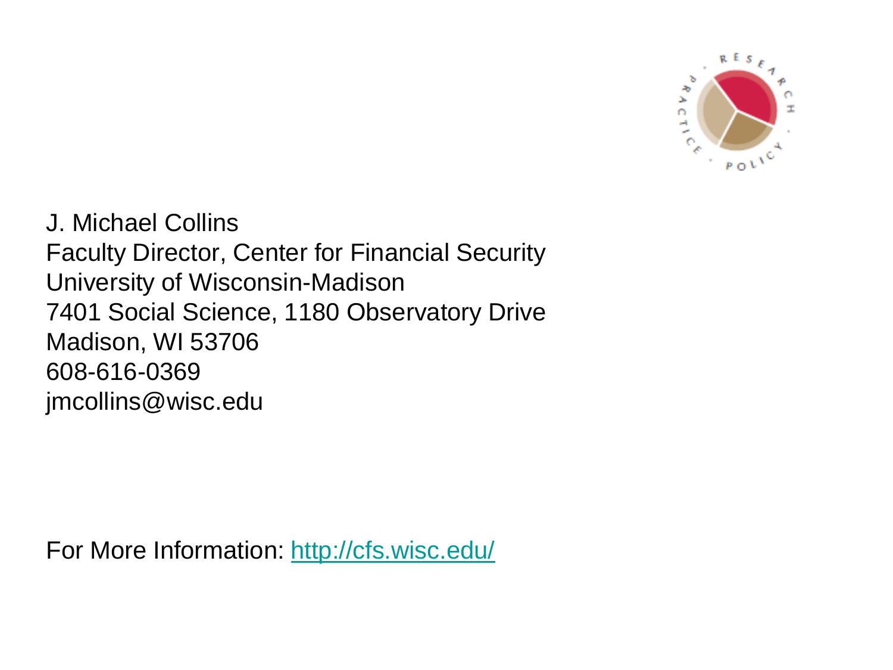J. Michael Collins
Faculty Director, Center for Financial Security
University of Wisconsin-Madison
7401 Social Science, 1180 Observatory Drive
Madison, WI 53706
608-616-0369
jmcollins@wisc.edu

For More Information: http://cfs.wisc.edu/